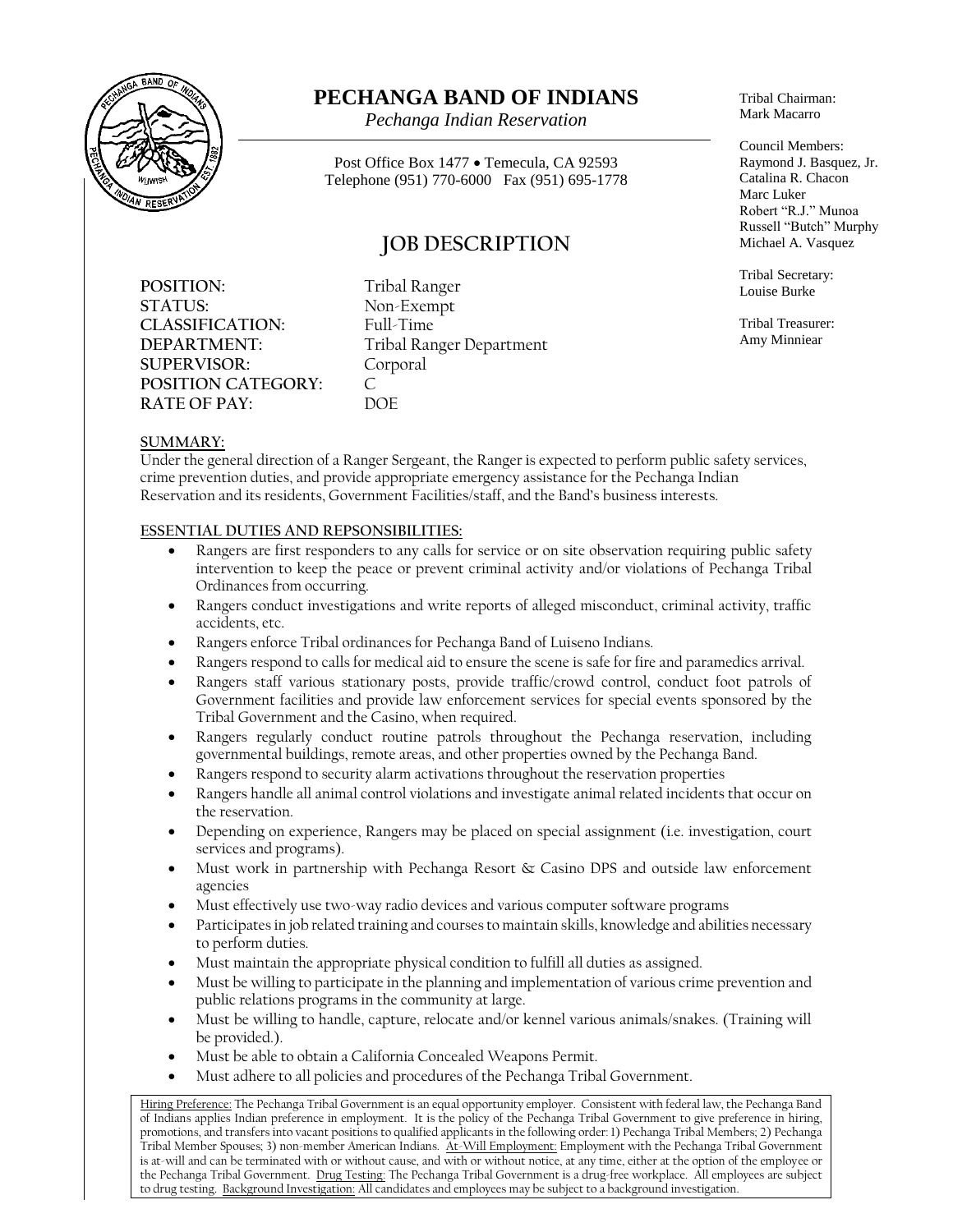# PECHANGA BAND OF INDIANS

*Pechanga Indian Reservation*

Post Office Box 1477 • Temecula, CA 92593
Telephone (951) 770-6000 Fax (951) 695-1778

Tribal Chairman:
Mark Macarro

Council Members:
Raymond J. Basquez, Jr.
Catalina R. Chacon
Marc Luker
Robert "R.J." Munoa
Russell "Butch" Murphy
Michael A. Vasquez

Tribal Secretary:
Louise Burke

Tribal Treasurer:
Amy Minniear

## JOB DESCRIPTION

**POSITION:** Tribal Ranger
**STATUS:** Non-Exempt
**CLASSIFICATION:** Full-Time
**DEPARTMENT:** Tribal Ranger Department
**SUPERVISOR:** Corporal
**POSITION CATEGORY:** C
**RATE OF PAY:** DOE

**SUMMARY:**

Under the general direction of a Ranger Sergeant, the Ranger is expected to perform public safety services, crime prevention duties, and provide appropriate emergency assistance for the Pechanga Indian Reservation and its residents, Government Facilities/staff, and the Band's business interests.

**ESSENTIAL DUTIES AND REPSONSIBILITIES:**

- Rangers are first responders to any calls for service or on site observation requiring public safety intervention to keep the peace or prevent criminal activity and/or violations of Pechanga Tribal Ordinances from occurring.
- Rangers conduct investigations and write reports of alleged misconduct, criminal activity, traffic accidents, etc.
- Rangers enforce Tribal ordinances for Pechanga Band of Luiseno Indians.
- Rangers respond to calls for medical aid to ensure the scene is safe for fire and paramedics arrival.
- Rangers staff various stationary posts, provide traffic/crowd control, conduct foot patrols of Government facilities and provide law enforcement services for special events sponsored by the Tribal Government and the Casino, when required.
- Rangers regularly conduct routine patrols throughout the Pechanga reservation, including governmental buildings, remote areas, and other properties owned by the Pechanga Band.
- Rangers respond to security alarm activations throughout the reservation properties
- Rangers handle all animal control violations and investigate animal related incidents that occur on the reservation.
- Depending on experience, Rangers may be placed on special assignment (i.e. investigation, court services and programs).
- Must work in partnership with Pechanga Resort & Casino DPS and outside law enforcement agencies
- Must effectively use two-way radio devices and various computer software programs
- Participates in job related training and courses to maintain skills, knowledge and abilities necessary to perform duties.
- Must maintain the appropriate physical condition to fulfill all duties as assigned.
- Must be willing to participate in the planning and implementation of various crime prevention and public relations programs in the community at large.
- Must be willing to handle, capture, relocate and/or kennel various animals/snakes. (Training will be provided.).
- Must be able to obtain a California Concealed Weapons Permit.
- Must adhere to all policies and procedures of the Pechanga Tribal Government.

Hiring Preference: The Pechanga Tribal Government is an equal opportunity employer. Consistent with federal law, the Pechanga Band of Indians applies Indian preference in employment. It is the policy of the Pechanga Tribal Government to give preference in hiring, promotions, and transfers into vacant positions to qualified applicants in the following order: 1) Pechanga Tribal Members; 2) Pechanga Tribal Member Spouses; 3) non-member American Indians. At-Will Employment: Employment with the Pechanga Tribal Government is at-will and can be terminated with or without cause, and with or without notice, at any time, either at the option of the employee or the Pechanga Tribal Government. Drug Testing: The Pechanga Tribal Government is a drug-free workplace. All employees are subject to drug testing. Background Investigation: All candidates and employees may be subject to a background investigation.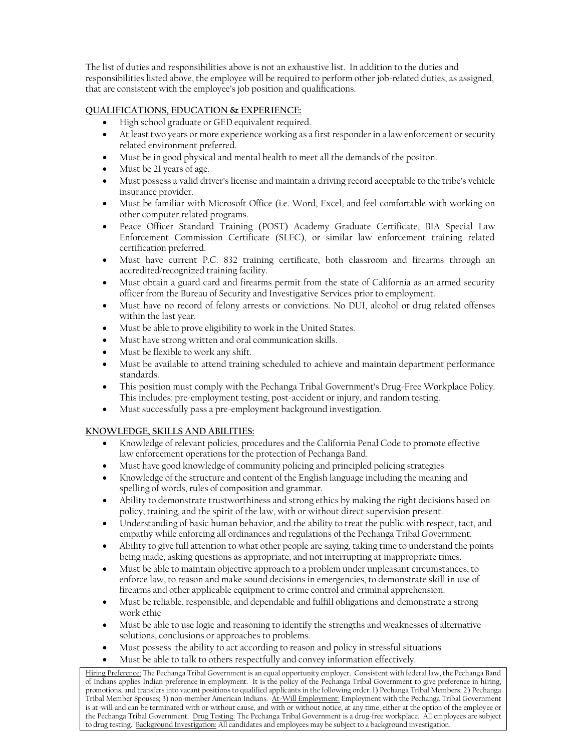The list of duties and responsibilities above is not an exhaustive list. In addition to the duties and responsibilities listed above, the employee will be required to perform other job-related duties, as assigned, that are consistent with the employee's job position and qualifications.

**QUALIFICATIONS, EDUCATION & EXPERIENCE:**

- High school graduate or GED equivalent required.
- At least two years or more experience working as a first responder in a law enforcement or security related environment preferred.
- Must be in good physical and mental health to meet all the demands of the positon.
- Must be 21 years of age.
- Must possess a valid driver's license and maintain a driving record acceptable to the tribe's vehicle insurance provider.
- Must be familiar with Microsoft Office (i.e. Word, Excel, and feel comfortable with working on other computer related programs.
- Peace Officer Standard Training (POST) Academy Graduate Certificate, BIA Special Law Enforcement Commission Certificate (SLEC), or similar law enforcement training related certification preferred.
- Must have current P.C. 832 training certificate, both classroom and firearms through an accredited/recognized training facility.
- Must obtain a guard card and firearms permit from the state of California as an armed security officer from the Bureau of Security and Investigative Services prior to employment.
- Must have no record of felony arrests or convictions. No DUI, alcohol or drug related offenses within the last year.
- Must be able to prove eligibility to work in the United States.
- Must have strong written and oral communication skills.
- Must be flexible to work any shift.
- Must be available to attend training scheduled to achieve and maintain department performance standards.
- This position must comply with the Pechanga Tribal Government's Drug-Free Workplace Policy. This includes: pre-employment testing, post-accident or injury, and random testing.
- Must successfully pass a pre-employment background investigation.

**KNOWLEDGE, SKILLS AND ABILITIES:**

- Knowledge of relevant policies, procedures and the California Penal Code to promote effective law enforcement operations for the protection of Pechanga Band.
- Must have good knowledge of community policing and principled policing strategies
- Knowledge of the structure and content of the English language including the meaning and spelling of words, rules of composition and grammar.
- Ability to demonstrate trustworthiness and strong ethics by making the right decisions based on policy, training, and the spirit of the law, with or without direct supervision present.
- Understanding of basic human behavior, and the ability to treat the public with respect, tact, and empathy while enforcing all ordinances and regulations of the Pechanga Tribal Government.
- Ability to give full attention to what other people are saying, taking time to understand the points being made, asking questions as appropriate, and not interrupting at inappropriate times.
- Must be able to maintain objective approach to a problem under unpleasant circumstances, to enforce law, to reason and make sound decisions in emergencies, to demonstrate skill in use of firearms and other applicable equipment to crime control and criminal apprehension.
- Must be reliable, responsible, and dependable and fulfill obligations and demonstrate a strong work ethic
- Must be able to use logic and reasoning to identify the strengths and weaknesses of alternative solutions, conclusions or approaches to problems.
- Must possess the ability to act according to reason and policy in stressful situations
- Must be able to talk to others respectfully and convey information effectively.

Hiring Preference: The Pechanga Tribal Government is an equal opportunity employer. Consistent with federal law, the Pechanga Band of Indians applies Indian preference in employment. It is the policy of the Pechanga Tribal Government to give preference in hiring, promotions, and transfers into vacant positions to qualified applicants in the following order: 1) Pechanga Tribal Members; 2) Pechanga Tribal Member Spouses; 3) non-member American Indians. At-Will Employment: Employment with the Pechanga Tribal Government is at-will and can be terminated with or without cause, and with or without notice, at any time, either at the option of the employee or the Pechanga Tribal Government. Drug Testing: The Pechanga Tribal Government is a drug-free workplace. All employees are subject to drug testing. Background Investigation: All candidates and employees may be subject to a background investigation.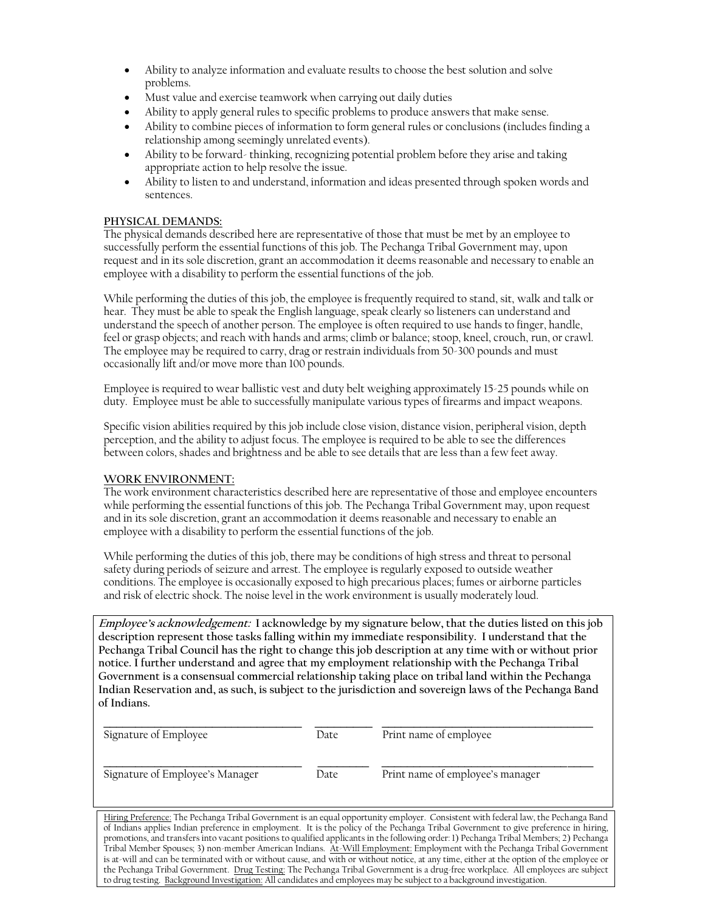- Ability to analyze information and evaluate results to choose the best solution and solve problems.
- Must value and exercise teamwork when carrying out daily duties
- Ability to apply general rules to specific problems to produce answers that make sense.
- Ability to combine pieces of information to form general rules or conclusions (includes finding a relationship among seemingly unrelated events).
- Ability to be forward- thinking, recognizing potential problem before they arise and taking appropriate action to help resolve the issue.
- Ability to listen to and understand, information and ideas presented through spoken words and sentences.

**PHYSICAL DEMANDS:**

The physical demands described here are representative of those that must be met by an employee to successfully perform the essential functions of this job. The Pechanga Tribal Government may, upon request and in its sole discretion, grant an accommodation it deems reasonable and necessary to enable an employee with a disability to perform the essential functions of the job.

While performing the duties of this job, the employee is frequently required to stand, sit, walk and talk or hear. They must be able to speak the English language, speak clearly so listeners can understand and understand the speech of another person. The employee is often required to use hands to finger, handle, feel or grasp objects; and reach with hands and arms; climb or balance; stoop, kneel, crouch, run, or crawl. The employee may be required to carry, drag or restrain individuals from 50-300 pounds and must occasionally lift and/or move more than 100 pounds.

Employee is required to wear ballistic vest and duty belt weighing approximately 15-25 pounds while on duty. Employee must be able to successfully manipulate various types of firearms and impact weapons.

Specific vision abilities required by this job include close vision, distance vision, peripheral vision, depth perception, and the ability to adjust focus. The employee is required to be able to see the differences between colors, shades and brightness and be able to see details that are less than a few feet away.

**WORK ENVIRONMENT:**

The work environment characteristics described here are representative of those and employee encounters while performing the essential functions of this job. The Pechanga Tribal Government may, upon request and in its sole discretion, grant an accommodation it deems reasonable and necessary to enable an employee with a disability to perform the essential functions of the job.

While performing the duties of this job, there may be conditions of high stress and threat to personal safety during periods of seizure and arrest. The employee is regularly exposed to outside weather conditions. The employee is occasionally exposed to high precarious places; fumes or airborne particles and risk of electric shock. The noise level in the work environment is usually moderately loud.

***Employee's acknowledgement:*** **I acknowledge by my signature below, that the duties listed on this job description represent those tasks falling within my immediate responsibility. I understand that the Pechanga Tribal Council has the right to change this job description at any time with or without prior notice. I further understand and agree that my employment relationship with the Pechanga Tribal Government is a consensual commercial relationship taking place on tribal land within the Pechanga Indian Reservation and, as such, is subject to the jurisdiction and sovereign laws of the Pechanga Band of Indians.**

| | | |
|---|---|---|
| Signature of Employee | Date | Print name of employee |
| Signature of Employee's Manager | Date | Print name of employee's manager |

Hiring Preference: The Pechanga Tribal Government is an equal opportunity employer. Consistent with federal law, the Pechanga Band of Indians applies Indian preference in employment. It is the policy of the Pechanga Tribal Government to give preference in hiring, promotions, and transfers into vacant positions to qualified applicants in the following order: 1) Pechanga Tribal Members; 2) Pechanga Tribal Member Spouses; 3) non-member American Indians. At-Will Employment: Employment with the Pechanga Tribal Government is at-will and can be terminated with or without cause, and with or without notice, at any time, either at the option of the employee or the Pechanga Tribal Government. Drug Testing: The Pechanga Tribal Government is a drug-free workplace. All employees are subject to drug testing. Background Investigation: All candidates and employees may be subject to a background investigation.